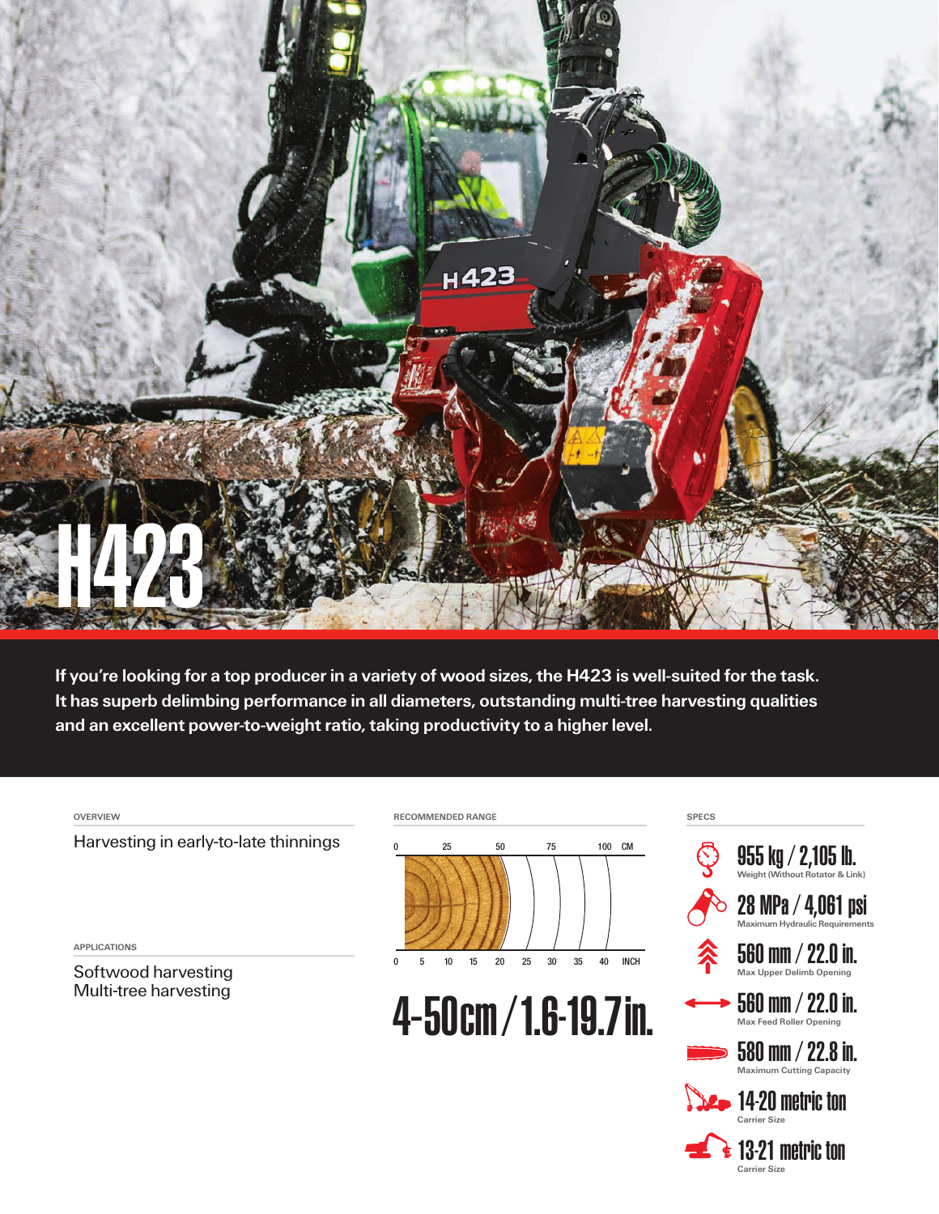# H423

**If you're looking for a top producer in a variety of wood sizes, the H423 is well-suited for the task. It has superb delimbing performance in all diameters, outstanding multi-tree harvesting qualities and an excellent power-to-weight ratio, taking productivity to a higher level.**

## OVERVIEW

Harvesting in early-to-late thinnings

## APPLICATIONS

Softwood harvesting
Multi-tree harvesting

## RECOMMENDED RANGE

0 — 25 — 50 — 75 — 100 CM

0 — 5 — 10 — 15 — 20 — 25 — 30 — 35 — 40 INCH

**4-50 cm / 1.6-19.7 in.**

## SPECS

**955 kg / 2,105 lb.**
Weight (Without Rotator & Link)

**28 MPa / 4,061 psi**
Maximum Hydraulic Requirements

**560 mm / 22.0 in.**
Max Upper Delimb Opening

**560 mm / 22.0 in.**
Max Feed Roller Opening

**580 mm / 22.8 in.**
Maximum Cutting Capacity

**14-20 metric ton**
Carrier Size

**13-21 metric ton**
Carrier Size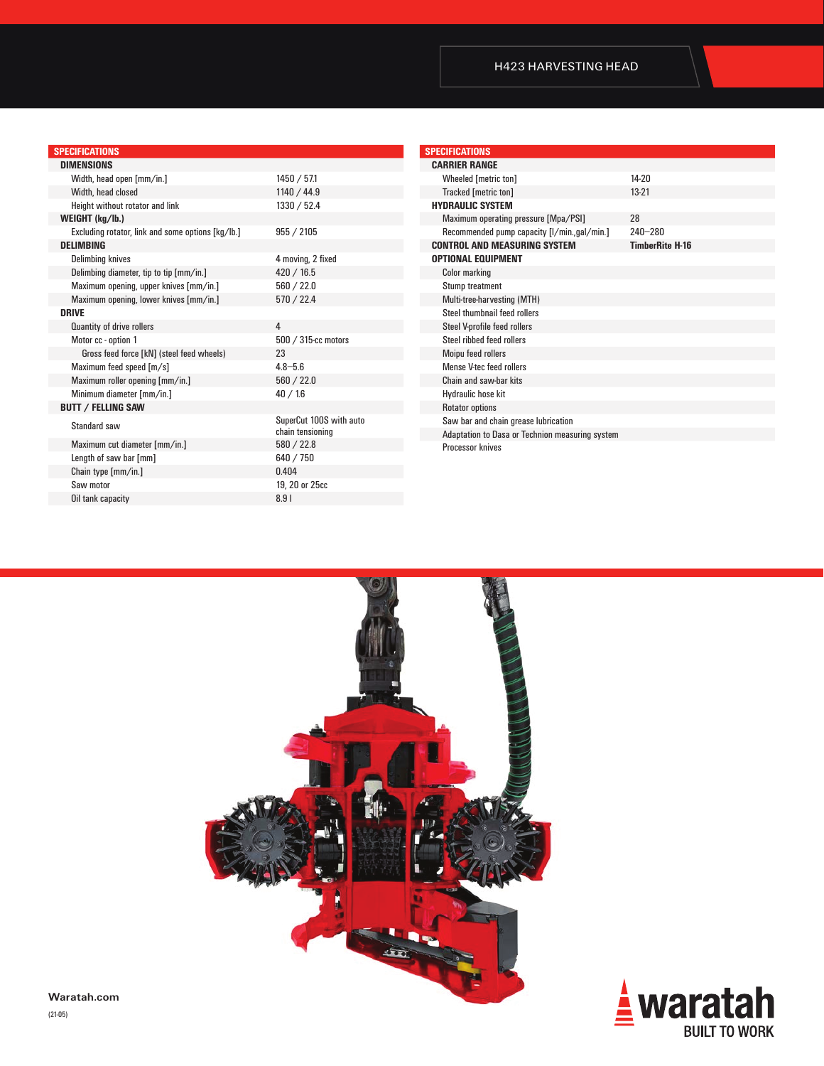# H423 HARVESTING HEAD

| SPECIFICATIONS | |
|---|---|
| **DIMENSIONS** | |
| Width, head open [mm/in.] | 1450 / 57.1 |
| Width, head closed | 1140 / 44.9 |
| Height without rotator and link | 1330 / 52.4 |
| **WEIGHT (kg/lb.)** | |
| Excluding rotator, link and some options [kg/lb.] | 955 / 2105 |
| **DELIMBING** | |
| Delimbing knives | 4 moving, 2 fixed |
| Delimbing diameter, tip to tip [mm/in.] | 420 / 16.5 |
| Maximum opening, upper knives [mm/in.] | 560 / 22.0 |
| Maximum opening, lower knives [mm/in.] | 570 / 22.4 |
| **DRIVE** | |
| Quantity of drive rollers | 4 |
| Motor cc - option 1 | 500 / 315-cc motors |
| Gross feed force [kN] (steel feed wheels) | 23 |
| Maximum feed speed [m/s] | 4.8–5.6 |
| Maximum roller opening [mm/in.] | 560 / 22.0 |
| Minimum diameter [mm/in.] | 40 / 1.6 |
| **BUTT / FELLING SAW** | |
| Standard saw | SuperCut 100S with auto chain tensioning |
| Maximum cut diameter [mm/in.] | 580 / 22.8 |
| Length of saw bar [mm] | 640 / 750 |
| Chain type [mm/in.] | 0.404 |
| Saw motor | 19, 20 or 25cc |
| Oil tank capacity | 8.9 l |

| SPECIFICATIONS | |
|---|---|
| **CARRIER RANGE** | |
| Wheeled [metric ton] | 14-20 |
| Tracked [metric ton] | 13-21 |
| **HYDRAULIC SYSTEM** | |
| Maximum operating pressure [Mpa/PSI] | 28 |
| Recommended pump capacity [l/min.,gal/min.] | 240–280 |
| **CONTROL AND MEASURING SYSTEM** | **TimberRite H-16** |
| **OPTIONAL EQUIPMENT** | |
| Color marking | |
| Stump treatment | |
| Multi-tree-harvesting (MTH) | |
| Steel thumbnail feed rollers | |
| Steel V-profile feed rollers | |
| Steel ribbed feed rollers | |
| Moipu feed rollers | |
| Mense V-tec feed rollers | |
| Chain and saw-bar kits | |
| Hydraulic hose kit | |
| Rotator options | |
| Saw bar and chain grease lubrication | |
| Adaptation to Dasa or Technion measuring system | |
| Processor knives | |

Waratah.com

(21-05)

waratah
BUILT TO WORK